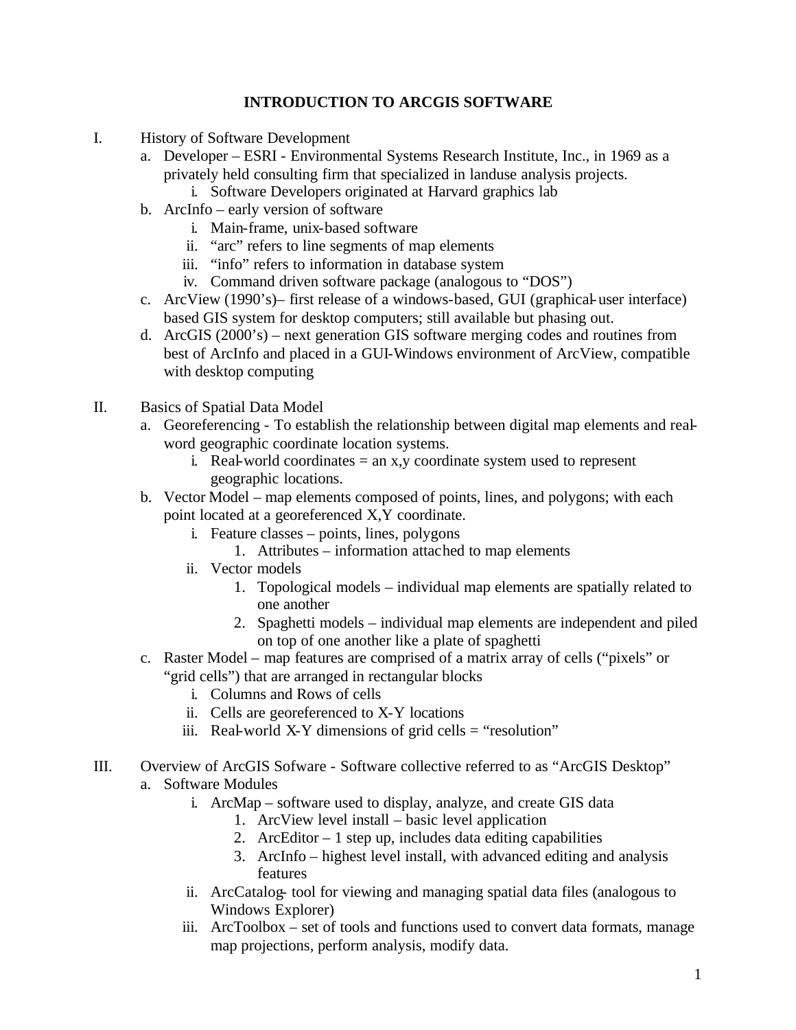# INTRODUCTION TO ARCGIS SOFTWARE

I. History of Software Development
   a. Developer – ESRI - Environmental Systems Research Institute, Inc., in 1969 as a privately held consulting firm that specialized in landuse analysis projects.
      i. Software Developers originated at Harvard graphics lab
   b. ArcInfo – early version of software
      i. Main-frame, unix-based software
      ii. "arc" refers to line segments of map elements
      iii. "info" refers to information in database system
      iv. Command driven software package (analogous to "DOS")
   c. ArcView (1990's)– first release of a windows-based, GUI (graphical-user interface) based GIS system for desktop computers; still available but phasing out.
   d. ArcGIS (2000's) – next generation GIS software merging codes and routines from best of ArcInfo and placed in a GUI-Windows environment of ArcView, compatible with desktop computing

II. Basics of Spatial Data Model
   a. Georeferencing - To establish the relationship between digital map elements and real-word geographic coordinate location systems.
      i. Real-world coordinates = an x,y coordinate system used to represent geographic locations.
   b. Vector Model – map elements composed of points, lines, and polygons; with each point located at a georeferenced X,Y coordinate.
      i. Feature classes – points, lines, polygons
         1. Attributes – information attached to map elements
      ii. Vector models
         1. Topological models – individual map elements are spatially related to one another
         2. Spaghetti models – individual map elements are independent and piled on top of one another like a plate of spaghetti
   c. Raster Model – map features are comprised of a matrix array of cells ("pixels" or "grid cells") that are arranged in rectangular blocks
      i. Columns and Rows of cells
      ii. Cells are georeferenced to X-Y locations
      iii. Real-world X-Y dimensions of grid cells = "resolution"

III. Overview of ArcGIS Sofware - Software collective referred to as "ArcGIS Desktop"
   a. Software Modules
      i. ArcMap – software used to display, analyze, and create GIS data
         1. ArcView level install – basic level application
         2. ArcEditor – 1 step up, includes data editing capabilities
         3. ArcInfo – highest level install, with advanced editing and analysis features
      ii. ArcCatalog- tool for viewing and managing spatial data files (analogous to Windows Explorer)
      iii. ArcToolbox – set of tools and functions used to convert data formats, manage map projections, perform analysis, modify data.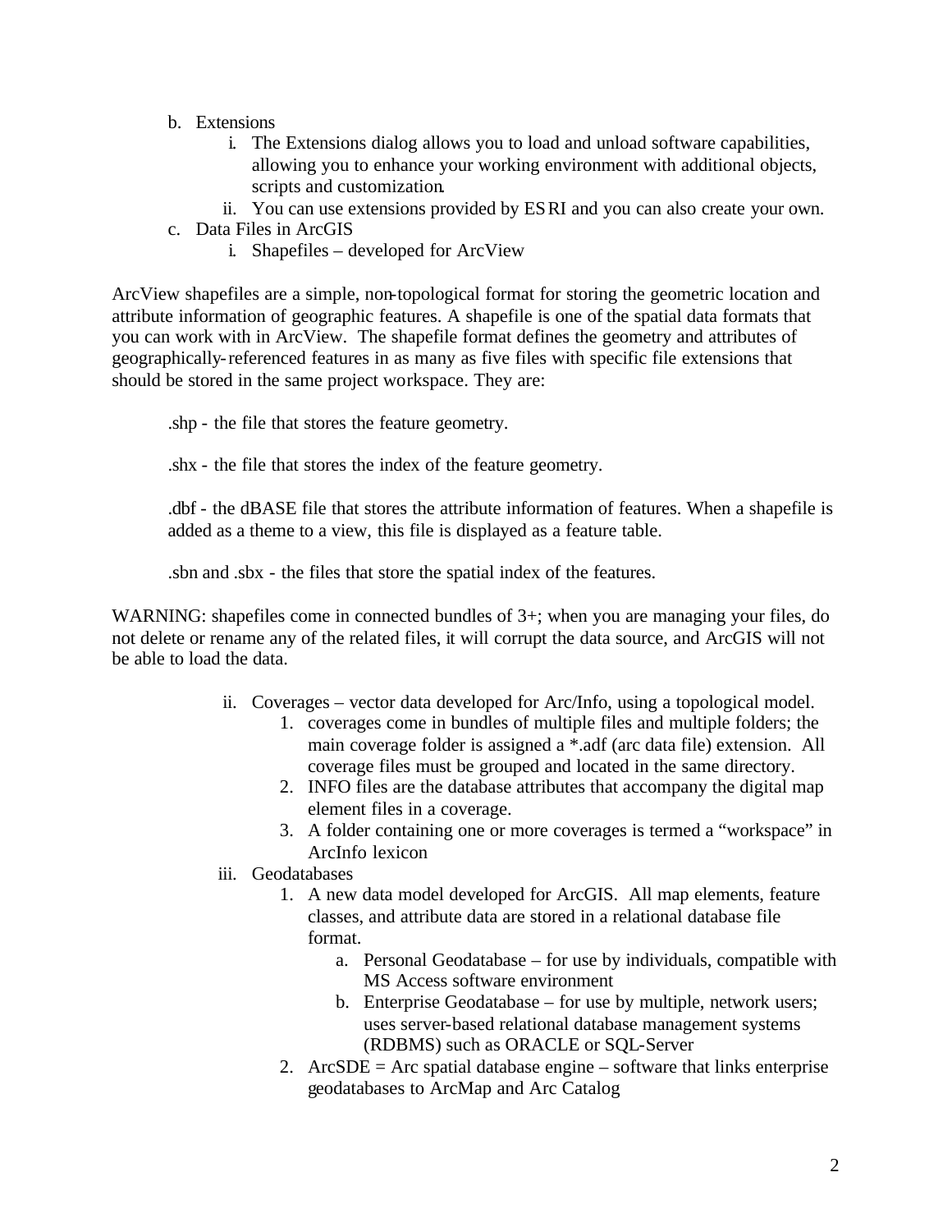b. Extensions
   i. The Extensions dialog allows you to load and unload software capabilities, allowing you to enhance your working environment with additional objects, scripts and customization.
   ii. You can use extensions provided by ESRI and you can also create your own.

c. Data Files in ArcGIS
   i. Shapefiles – developed for ArcView

ArcView shapefiles are a simple, non-topological format for storing the geometric location and attribute information of geographic features. A shapefile is one of the spatial data formats that you can work with in ArcView. The shapefile format defines the geometry and attributes of geographically-referenced features in as many as five files with specific file extensions that should be stored in the same project workspace. They are:

> .shp - the file that stores the feature geometry.
>
> .shx - the file that stores the index of the feature geometry.
>
> .dbf - the dBASE file that stores the attribute information of features. When a shapefile is added as a theme to a view, this file is displayed as a feature table.
>
> .sbn and .sbx - the files that store the spatial index of the features.

WARNING: shapefiles come in connected bundles of 3+; when you are managing your files, do not delete or rename any of the related files, it will corrupt the data source, and ArcGIS will not be able to load the data.

   ii. Coverages – vector data developed for Arc/Info, using a topological model.
      1. coverages come in bundles of multiple files and multiple folders; the main coverage folder is assigned a *.adf (arc data file) extension. All coverage files must be grouped and located in the same directory.
      2. INFO files are the database attributes that accompany the digital map element files in a coverage.
      3. A folder containing one or more coverages is termed a "workspace" in ArcInfo lexicon
   iii. Geodatabases
      1. A new data model developed for ArcGIS. All map elements, feature classes, and attribute data are stored in a relational database file format.
         a. Personal Geodatabase – for use by individuals, compatible with MS Access software environment
         b. Enterprise Geodatabase – for use by multiple, network users; uses server-based relational database management systems (RDBMS) such as ORACLE or SQL-Server
      2. ArcSDE = Arc spatial database engine – software that links enterprise geodatabases to ArcMap and Arc Catalog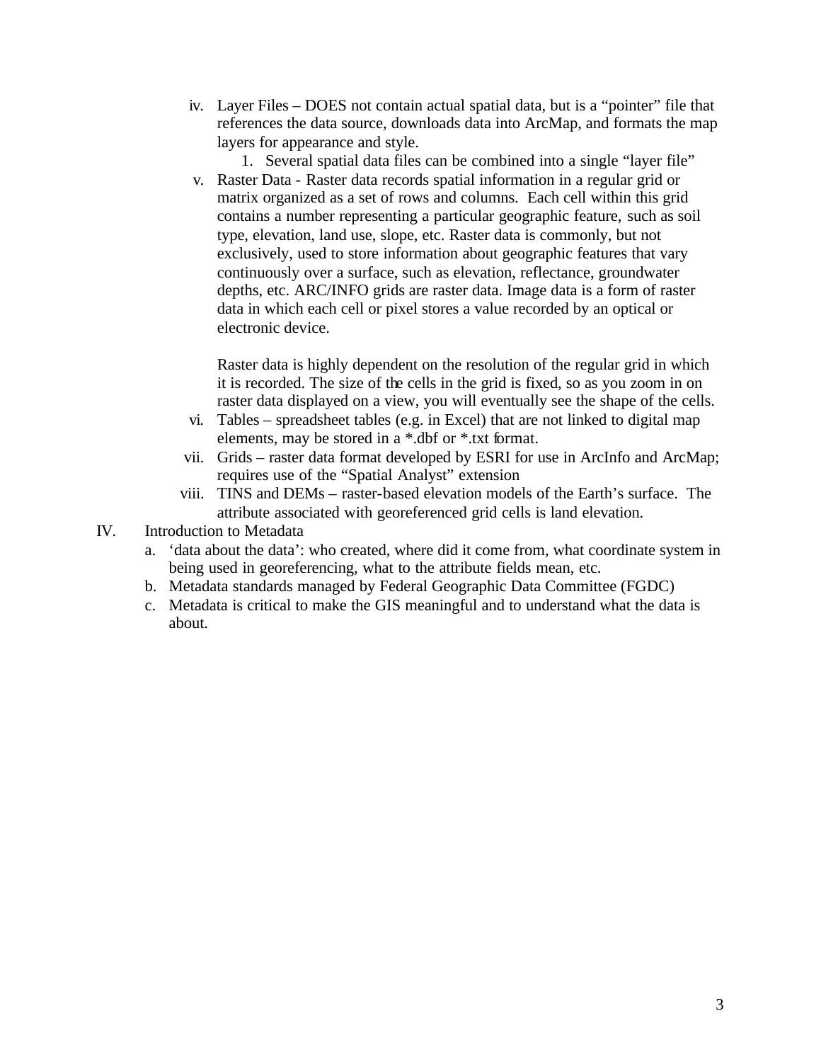iv. Layer Files – DOES not contain actual spatial data, but is a “pointer” file that references the data source, downloads data into ArcMap, and formats the map layers for appearance and style.
    1. Several spatial data files can be combined into a single “layer file”

v. Raster Data - Raster data records spatial information in a regular grid or matrix organized as a set of rows and columns. Each cell within this grid contains a number representing a particular geographic feature, such as soil type, elevation, land use, slope, etc. Raster data is commonly, but not exclusively, used to store information about geographic features that vary continuously over a surface, such as elevation, reflectance, groundwater depths, etc. ARC/INFO grids are raster data. Image data is a form of raster data in which each cell or pixel stores a value recorded by an optical or electronic device.

   Raster data is highly dependent on the resolution of the regular grid in which it is recorded. The size of the cells in the grid is fixed, so as you zoom in on raster data displayed on a view, you will eventually see the shape of the cells.

vi. Tables – spreadsheet tables (e.g. in Excel) that are not linked to digital map elements, may be stored in a *.dbf or *.txt format.

vii. Grids – raster data format developed by ESRI for use in ArcInfo and ArcMap; requires use of the “Spatial Analyst” extension

viii. TINS and DEMs – raster-based elevation models of the Earth’s surface. The attribute associated with georeferenced grid cells is land elevation.

IV. Introduction to Metadata

a. ‘data about the data’: who created, where did it come from, what coordinate system in being used in georeferencing, what to the attribute fields mean, etc.

b. Metadata standards managed by Federal Geographic Data Committee (FGDC)

c. Metadata is critical to make the GIS meaningful and to understand what the data is about.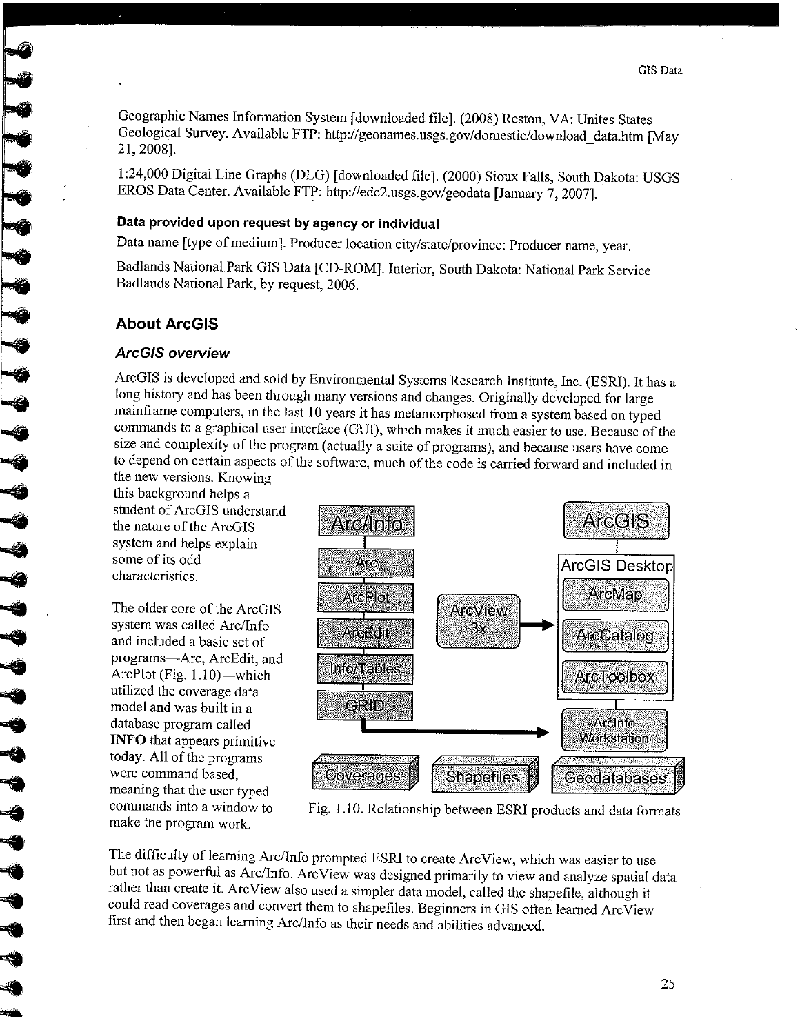Geographic Names Information System [downloaded file]. (2008) Reston, VA: Unites States Geological Survey. Available FTP: http://geonames.usgs.gov/domestic/download_data.htm [May 21, 2008].

1:24,000 Digital Line Graphs (DLG) [downloaded file]. (2000) Sioux Falls, South Dakota: USGS EROS Data Center. Available FTP: http://edc2.usgs.gov/geodata [January 7, 2007].

**Data provided upon request by agency or individual**

Data name [type of medium]. Producer location city/state/province: Producer name, year.

Badlands National Park GIS Data [CD-ROM]. Interior, South Dakota: National Park Service—Badlands National Park, by request, 2006.

## About ArcGIS

### *ArcGIS overview*

ArcGIS is developed and sold by Environmental Systems Research Institute, Inc. (ESRI). It has a long history and has been through many versions and changes. Originally developed for large mainframe computers, in the last 10 years it has metamorphosed from a system based on typed commands to a graphical user interface (GUI), which makes it much easier to use. Because of the size and complexity of the program (actually a suite of programs), and because users have come to depend on certain aspects of the software, much of the code is carried forward and included in the new versions. Knowing this background helps a student of ArcGIS understand the nature of the ArcGIS system and helps explain some of its odd characteristics.

The older core of the ArcGIS system was called Arc/Info and included a basic set of programs—Arc, ArcEdit, and ArcPlot (Fig. 1.10)—which utilized the coverage data model and was built in a database program called **INFO** that appears primitive today. All of the programs were command based, meaning that the user typed commands into a window to make the program work.

Fig. 1.10. Relationship between ESRI products and data formats

The difficulty of learning Arc/Info prompted ESRI to create ArcView, which was easier to use but not as powerful as Arc/Info. ArcView was designed primarily to view and analyze spatial data rather than create it. ArcView also used a simpler data model, called the shapefile, although it could read coverages and convert them to shapefiles. Beginners in GIS often learned ArcView first and then began learning Arc/Info as their needs and abilities advanced.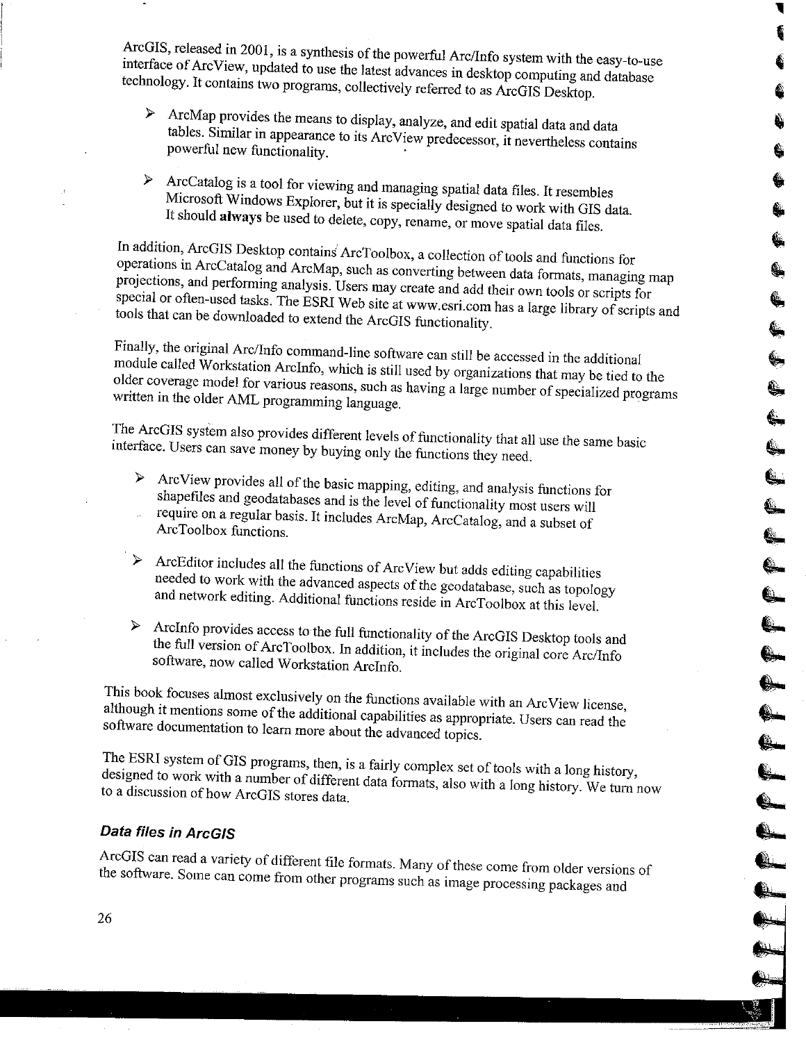ArcGIS, released in 2001, is a synthesis of the powerful Arc/Info system with the easy-to-use interface of ArcView, updated to use the latest advances in desktop computing and database technology. It contains two programs, collectively referred to as ArcGIS Desktop.

- ArcMap provides the means to display, analyze, and edit spatial data and data tables. Similar in appearance to its ArcView predecessor, it nevertheless contains powerful new functionality.

- ArcCatalog is a tool for viewing and managing spatial data files. It resembles Microsoft Windows Explorer, but it is specially designed to work with GIS data. It should **always** be used to delete, copy, rename, or move spatial data files.

In addition, ArcGIS Desktop contains ArcToolbox, a collection of tools and functions for operations in ArcCatalog and ArcMap, such as converting between data formats, managing map projections, and performing analysis. Users may create and add their own tools or scripts for special or often-used tasks. The ESRI Web site at www.esri.com has a large library of scripts and tools that can be downloaded to extend the ArcGIS functionality.

Finally, the original Arc/Info command-line software can still be accessed in the additional module called Workstation ArcInfo, which is still used by organizations that may be tied to the older coverage model for various reasons, such as having a large number of specialized programs written in the older AML programming language.

The ArcGIS system also provides different levels of functionality that all use the same basic interface. Users can save money by buying only the functions they need.

- ArcView provides all of the basic mapping, editing, and analysis functions for shapefiles and geodatabases and is the level of functionality most users will require on a regular basis. It includes ArcMap, ArcCatalog, and a subset of ArcToolbox functions.

- ArcEditor includes all the functions of ArcView but adds editing capabilities needed to work with the advanced aspects of the geodatabase, such as topology and network editing. Additional functions reside in ArcToolbox at this level.

- ArcInfo provides access to the full functionality of the ArcGIS Desktop tools and the full version of ArcToolbox. In addition, it includes the original core Arc/Info software, now called Workstation ArcInfo.

This book focuses almost exclusively on the functions available with an ArcView license, although it mentions some of the additional capabilities as appropriate. Users can read the software documentation to learn more about the advanced topics.

The ESRI system of GIS programs, then, is a fairly complex set of tools with a long history, designed to work with a number of different data formats, also with a long history. We turn now to a discussion of how ArcGIS stores data.

### *Data files in ArcGIS*

ArcGIS can read a variety of different file formats. Many of these come from older versions of the software. Some can come from other programs such as image processing packages and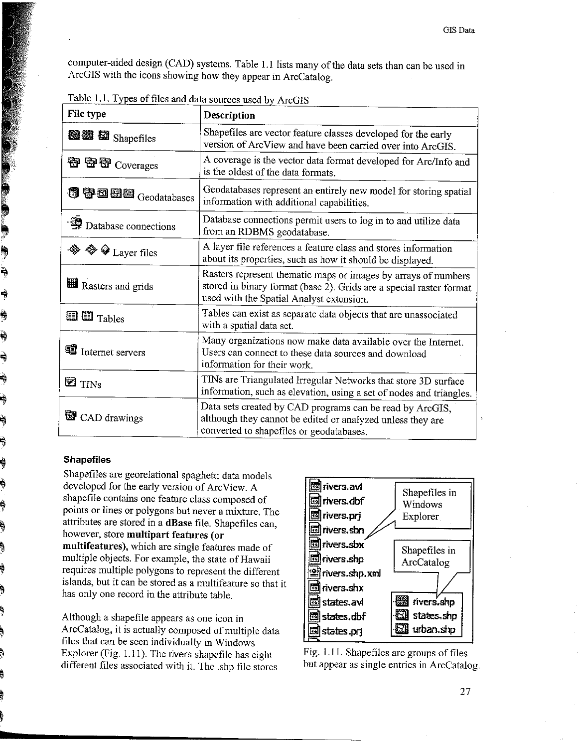computer-aided design (CAD) systems. Table 1.1 lists many of the data sets than can be used in ArcGIS with the icons showing how they appear in ArcCatalog.

Table 1.1. Types of files and data sources used by ArcGIS

| File type | Description |
|---|---|
| Shapefiles | Shapefiles are vector feature classes developed for the early version of ArcView and have been carried over into ArcGIS. |
| Coverages | A coverage is the vector data format developed for Arc/Info and is the oldest of the data formats. |
| Geodatabases | Geodatabases represent an entirely new model for storing spatial information with additional capabilities. |
| Database connections | Database connections permit users to log in to and utilize data from an RDBMS geodatabase. |
| Layer files | A layer file references a feature class and stores information about its properties, such as how it should be displayed. |
| Rasters and grids | Rasters represent thematic maps or images by arrays of numbers stored in binary format (base 2). Grids are a special raster format used with the Spatial Analyst extension. |
| Tables | Tables can exist as separate data objects that are unassociated with a spatial data set. |
| Internet servers | Many organizations now make data available over the Internet. Users can connect to these data sources and download information for their work. |
| TINs | TINs are Triangulated Irregular Networks that store 3D surface information, such as elevation, using a set of nodes and triangles. |
| CAD drawings | Data sets created by CAD programs can be read by ArcGIS, although they cannot be edited or analyzed unless they are converted to shapefiles or geodatabases. |

### Shapefiles

Shapefiles are georelational spaghetti data models developed for the early version of ArcView. A shapefile contains one feature class composed of points or lines or polygons but never a mixture. The attributes are stored in a **dBase** file. Shapefiles can, however, store **multipart features (or multifeatures),** which are single features made of multiple objects. For example, the state of Hawaii requires multiple polygons to represent the different islands, but it can be stored as a multifeature so that it has only one record in the attribute table.

rivers.avl
rivers.dbf
rivers.prj
rivers.sbn
rivers.sbx
rivers.shp
rivers.shp.xml
rivers.shx
states.avl
states.dbf
states.prj

Shapefiles in Windows Explorer

Shapefiles in ArcCatalog

rivers.shp
states.shp
urban.shp

Fig. 1.11. Shapefiles are groups of files but appear as single entries in ArcCatalog.

Although a shapefile appears as one icon in ArcCatalog, it is actually composed of multiple data files that can be seen individually in Windows Explorer (Fig. 1.11). The rivers shapefile has eight different files associated with it. The .shp file stores